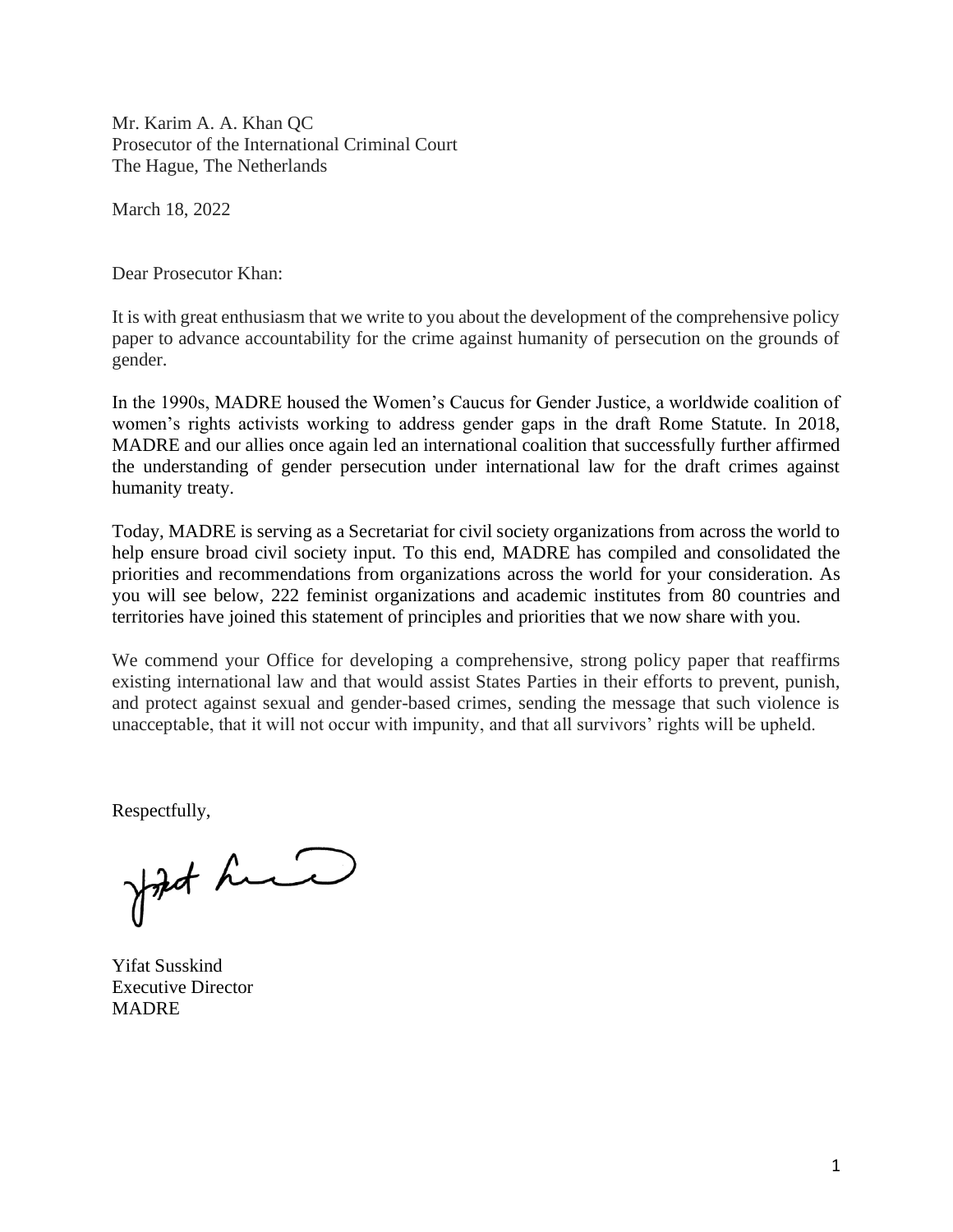Mr. Karim A. A. Khan QC
Prosecutor of the International Criminal Court
The Hague, The Netherlands

March 18, 2022

Dear Prosecutor Khan:

It is with great enthusiasm that we write to you about the development of the comprehensive policy paper to advance accountability for the crime against humanity of persecution on the grounds of gender.

In the 1990s, MADRE housed the Women's Caucus for Gender Justice, a worldwide coalition of women's rights activists working to address gender gaps in the draft Rome Statute. In 2018, MADRE and our allies once again led an international coalition that successfully further affirmed the understanding of gender persecution under international law for the draft crimes against humanity treaty.

Today, MADRE is serving as a Secretariat for civil society organizations from across the world to help ensure broad civil society input. To this end, MADRE has compiled and consolidated the priorities and recommendations from organizations across the world for your consideration. As you will see below, 222 feminist organizations and academic institutes from 80 countries and territories have joined this statement of principles and priorities that we now share with you.

We commend your Office for developing a comprehensive, strong policy paper that reaffirms existing international law and that would assist States Parties in their efforts to prevent, punish, and protect against sexual and gender-based crimes, sending the message that such violence is unacceptable, that it will not occur with impunity, and that all survivors' rights will be upheld.

Respectfully,

Yifat Susskind
Executive Director
MADRE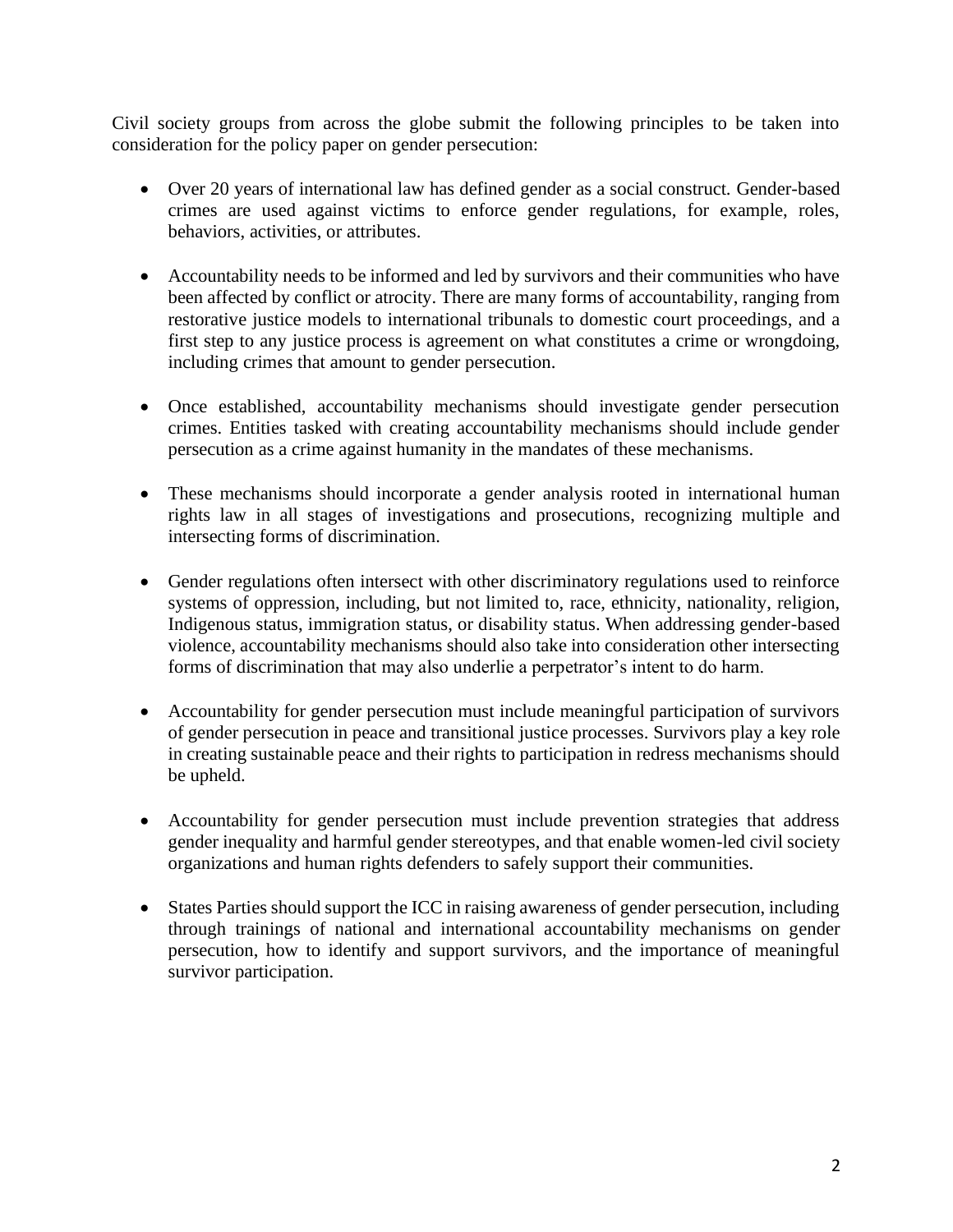Civil society groups from across the globe submit the following principles to be taken into consideration for the policy paper on gender persecution:

- Over 20 years of international law has defined gender as a social construct. Gender-based crimes are used against victims to enforce gender regulations, for example, roles, behaviors, activities, or attributes.

- Accountability needs to be informed and led by survivors and their communities who have been affected by conflict or atrocity. There are many forms of accountability, ranging from restorative justice models to international tribunals to domestic court proceedings, and a first step to any justice process is agreement on what constitutes a crime or wrongdoing, including crimes that amount to gender persecution.

- Once established, accountability mechanisms should investigate gender persecution crimes. Entities tasked with creating accountability mechanisms should include gender persecution as a crime against humanity in the mandates of these mechanisms.

- These mechanisms should incorporate a gender analysis rooted in international human rights law in all stages of investigations and prosecutions, recognizing multiple and intersecting forms of discrimination.

- Gender regulations often intersect with other discriminatory regulations used to reinforce systems of oppression, including, but not limited to, race, ethnicity, nationality, religion, Indigenous status, immigration status, or disability status. When addressing gender-based violence, accountability mechanisms should also take into consideration other intersecting forms of discrimination that may also underlie a perpetrator's intent to do harm.

- Accountability for gender persecution must include meaningful participation of survivors of gender persecution in peace and transitional justice processes. Survivors play a key role in creating sustainable peace and their rights to participation in redress mechanisms should be upheld.

- Accountability for gender persecution must include prevention strategies that address gender inequality and harmful gender stereotypes, and that enable women-led civil society organizations and human rights defenders to safely support their communities.

- States Parties should support the ICC in raising awareness of gender persecution, including through trainings of national and international accountability mechanisms on gender persecution, how to identify and support survivors, and the importance of meaningful survivor participation.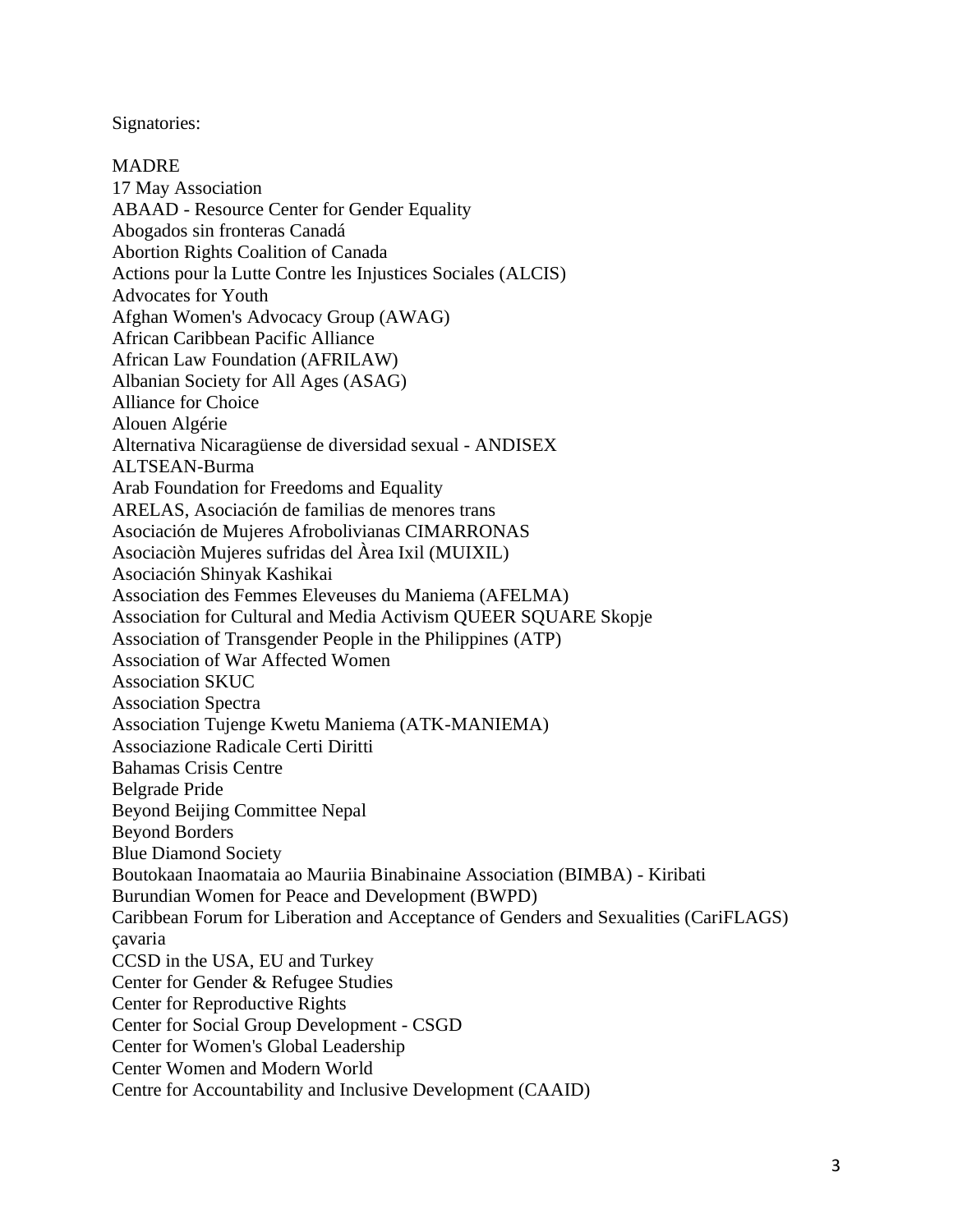Signatories:

MADRE
17 May Association
ABAAD - Resource Center for Gender Equality
Abogados sin fronteras Canadá
Abortion Rights Coalition of Canada
Actions pour la Lutte Contre les Injustices Sociales (ALCIS)
Advocates for Youth
Afghan Women's Advocacy Group (AWAG)
African Caribbean Pacific Alliance
African Law Foundation (AFRILAW)
Albanian Society for All Ages (ASAG)
Alliance for Choice
Alouen Algérie
Alternativa Nicaragüense de diversidad sexual - ANDISEX
ALTSEAN-Burma
Arab Foundation for Freedoms and Equality
ARELAS, Asociación de familias de menores trans
Asociación de Mujeres Afrobolivianas CIMARRONAS
Asociaciòn Mujeres sufridas del Àrea Ixil (MUIXIL)
Asociación Shinyak Kashikai
Association des Femmes Eleveuses du Maniema (AFELMA)
Association for Cultural and Media Activism QUEER SQUARE Skopje
Association of Transgender People in the Philippines (ATP)
Association of War Affected Women
Association SKUC
Association Spectra
Association Tujenge Kwetu Maniema (ATK-MANIEMA)
Associazione Radicale Certi Diritti
Bahamas Crisis Centre
Belgrade Pride
Beyond Beijing Committee Nepal
Beyond Borders
Blue Diamond Society
Boutokaan Inaomataia ao Mauriia Binabinaine Association (BIMBA) - Kiribati
Burundian Women for Peace and Development (BWPD)
Caribbean Forum for Liberation and Acceptance of Genders and Sexualities (CariFLAGS)
çavaria
CCSD in the USA, EU and Turkey
Center for Gender & Refugee Studies
Center for Reproductive Rights
Center for Social Group Development - CSGD
Center for Women's Global Leadership
Center Women and Modern World
Centre for Accountability and Inclusive Development (CAAID)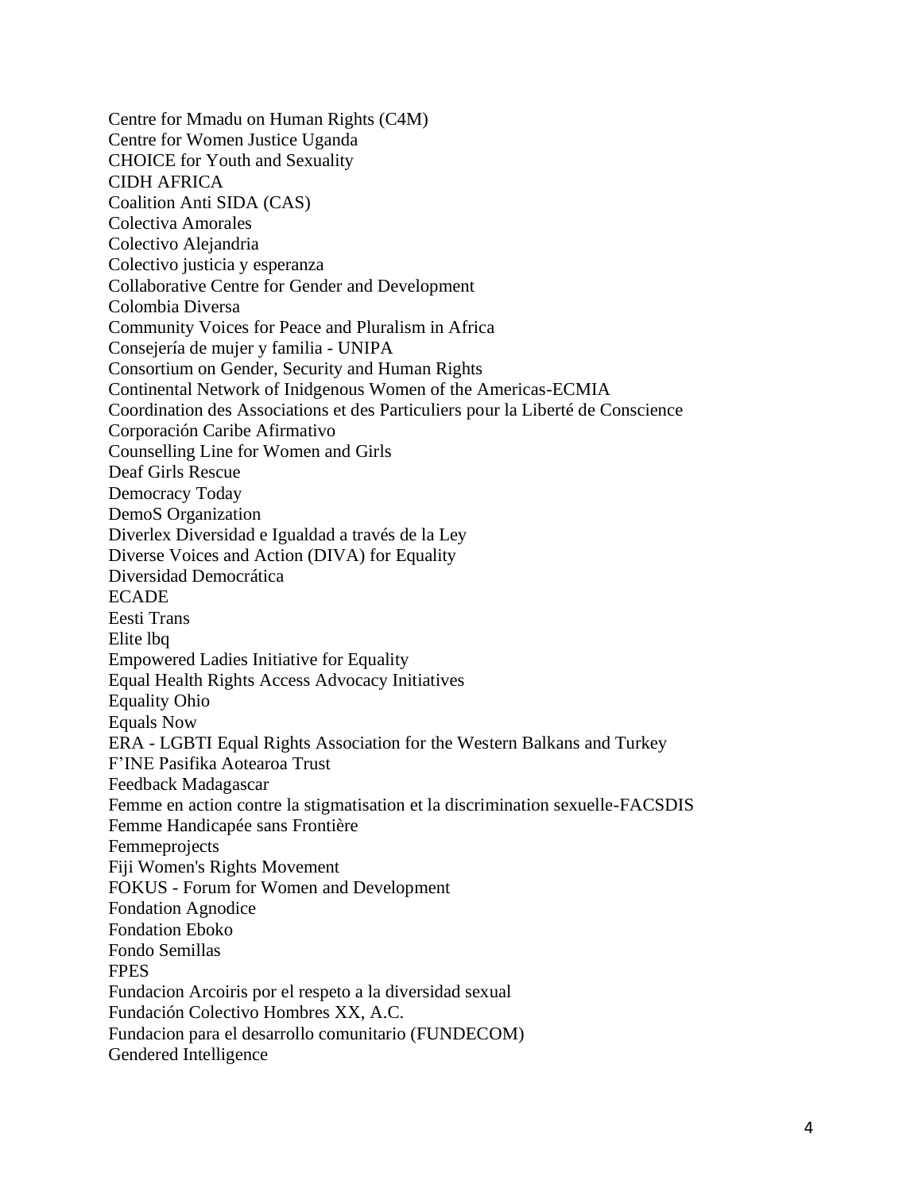Centre for Mmadu on Human Rights (C4M)
Centre for Women Justice Uganda
CHOICE for Youth and Sexuality
CIDH AFRICA
Coalition Anti SIDA (CAS)
Colectiva Amorales
Colectivo Alejandria
Colectivo justicia y esperanza
Collaborative Centre for Gender and Development
Colombia Diversa
Community Voices for Peace and Pluralism in Africa
Consejería de mujer y familia - UNIPA
Consortium on Gender, Security and Human Rights
Continental Network of Inidgenous Women of the Americas-ECMIA
Coordination des Associations et des Particuliers pour la Liberté de Conscience
Corporación Caribe Afirmativo
Counselling Line for Women and Girls
Deaf Girls Rescue
Democracy Today
DemoS Organization
Diverlex Diversidad e Igualdad a través de la Ley
Diverse Voices and Action (DIVA) for Equality
Diversidad Democrática
ECADE
Eesti Trans
Elite lbq
Empowered Ladies Initiative for Equality
Equal Health Rights Access Advocacy Initiatives
Equality Ohio
Equals Now
ERA - LGBTI Equal Rights Association for the Western Balkans and Turkey
F'INE Pasifika Aotearoa Trust
Feedback Madagascar
Femme en action contre la stigmatisation et la discrimination sexuelle-FACSDIS
Femme Handicapée sans Frontière
Femmeprojects
Fiji Women's Rights Movement
FOKUS - Forum for Women and Development
Fondation Agnodice
Fondation Eboko
Fondo Semillas
FPES
Fundacion Arcoiris por el respeto a la diversidad sexual
Fundación Colectivo Hombres XX, A.C.
Fundacion para el desarrollo comunitario (FUNDECOM)
Gendered Intelligence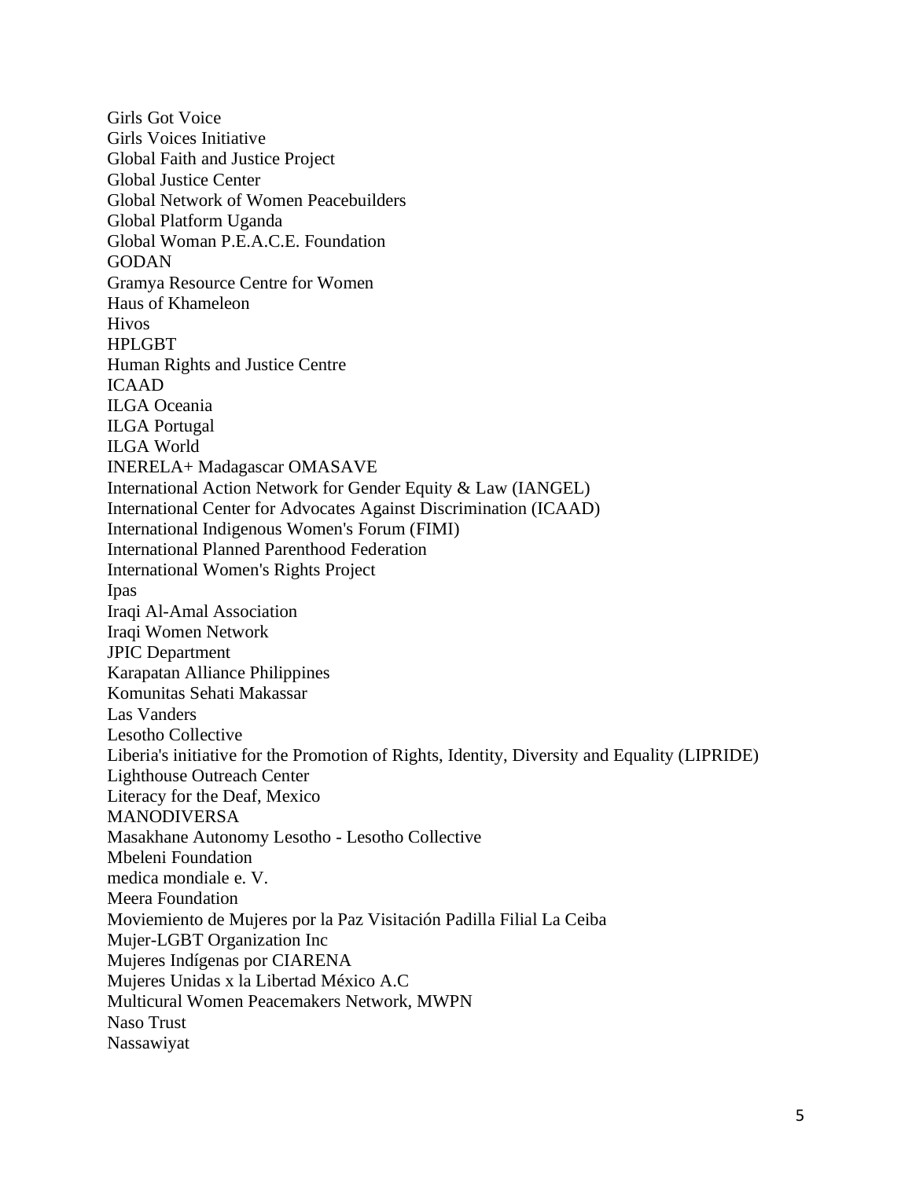Girls Got Voice
Girls Voices Initiative
Global Faith and Justice Project
Global Justice Center
Global Network of Women Peacebuilders
Global Platform Uganda
Global Woman P.E.A.C.E. Foundation
GODAN
Gramya Resource Centre for Women
Haus of Khameleon
Hivos
HPLGBT
Human Rights and Justice Centre
ICAAD
ILGA Oceania
ILGA Portugal
ILGA World
INERELA+ Madagascar OMASAVE
International Action Network for Gender Equity & Law (IANGEL)
International Center for Advocates Against Discrimination (ICAAD)
International Indigenous Women's Forum (FIMI)
International Planned Parenthood Federation
International Women's Rights Project
Ipas
Iraqi Al-Amal Association
Iraqi Women Network
JPIC Department
Karapatan Alliance Philippines
Komunitas Sehati Makassar
Las Vanders
Lesotho Collective
Liberia's initiative for the Promotion of Rights, Identity, Diversity and Equality (LIPRIDE)
Lighthouse Outreach Center
Literacy for the Deaf, Mexico
MANODIVERSA
Masakhane Autonomy Lesotho - Lesotho Collective
Mbeleni Foundation
medica mondiale e. V.
Meera Foundation
Moviemiento de Mujeres por la Paz Visitación Padilla Filial La Ceiba
Mujer-LGBT Organization Inc
Mujeres Indígenas por CIARENA
Mujeres Unidas x la Libertad México A.C
Multicural Women Peacemakers Network, MWPN
Naso Trust
Nassawiyat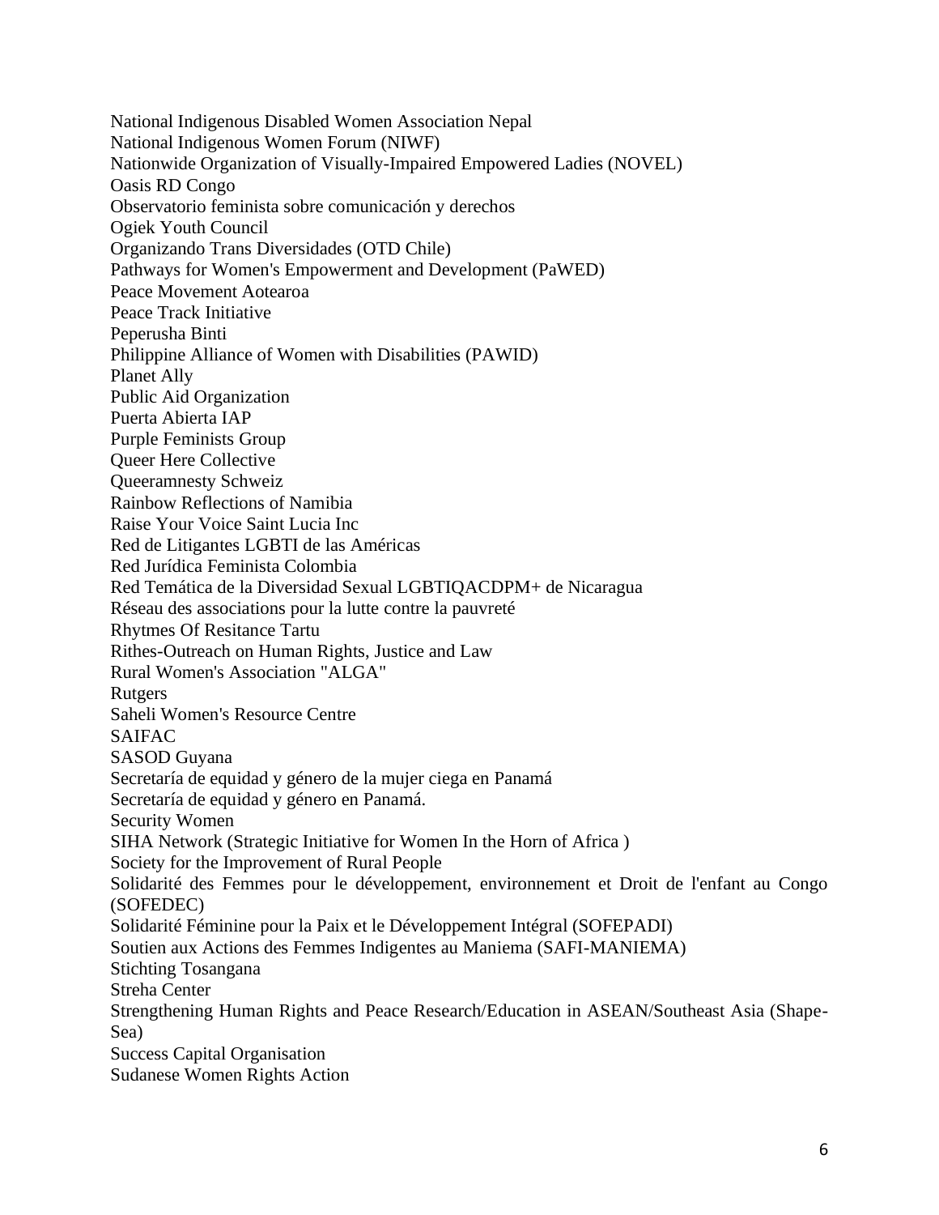National Indigenous Disabled Women Association Nepal
National Indigenous Women Forum (NIWF)
Nationwide Organization of Visually-Impaired Empowered Ladies (NOVEL)
Oasis RD Congo
Observatorio feminista sobre comunicación y derechos
Ogiek Youth Council
Organizando Trans Diversidades (OTD Chile)
Pathways for Women's Empowerment and Development (PaWED)
Peace Movement Aotearoa
Peace Track Initiative
Peperusha Binti
Philippine Alliance of Women with Disabilities (PAWID)
Planet Ally
Public Aid Organization
Puerta Abierta IAP
Purple Feminists Group
Queer Here Collective
Queeramnesty Schweiz
Rainbow Reflections of Namibia
Raise Your Voice Saint Lucia Inc
Red de Litigantes LGBTI de las Américas
Red Jurídica Feminista Colombia
Red Temática de la Diversidad Sexual LGBTIQACDPM+ de Nicaragua
Réseau des associations pour la lutte contre la pauvreté
Rhytmes Of Resitance Tartu
Rithes-Outreach on Human Rights, Justice and Law
Rural Women's Association "ALGA"
Rutgers
Saheli Women's Resource Centre
SAIFAC
SASOD Guyana
Secretaría de equidad y género de la mujer ciega en Panamá
Secretaría de equidad y género en Panamá.
Security Women
SIHA Network (Strategic Initiative for Women In the Horn of Africa )
Society for the Improvement of Rural People
Solidarité des Femmes pour le développement, environnement et Droit de l'enfant au Congo (SOFEDEC)
Solidarité Féminine pour la Paix et le Développement Intégral (SOFEPADI)
Soutien aux Actions des Femmes Indigentes au Maniema (SAFI-MANIEMA)
Stichting Tosangana
Streha Center
Strengthening Human Rights and Peace Research/Education in ASEAN/Southeast Asia (Shape-Sea)
Success Capital Organisation
Sudanese Women Rights Action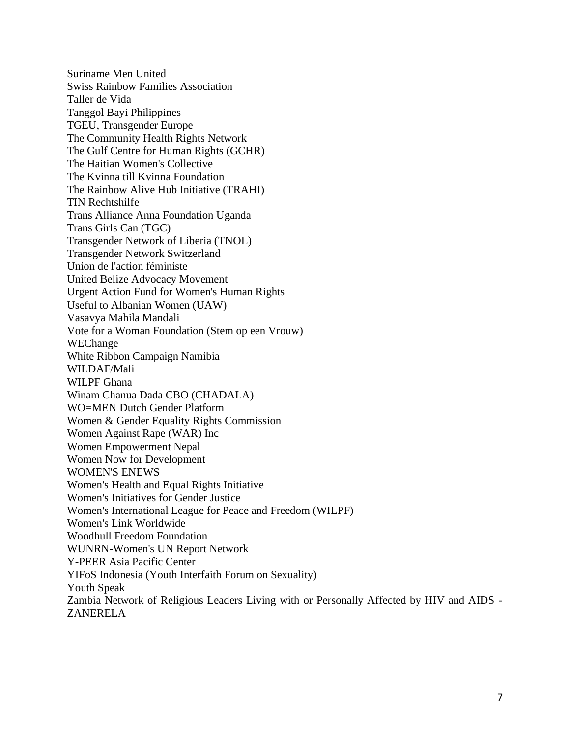Suriname Men United
Swiss Rainbow Families Association
Taller de Vida
Tanggol Bayi Philippines
TGEU, Transgender Europe
The Community Health Rights Network
The Gulf Centre for Human Rights (GCHR)
The Haitian Women's Collective
The Kvinna till Kvinna Foundation
The Rainbow Alive Hub Initiative (TRAHI)
TIN Rechtshilfe
Trans Alliance Anna Foundation Uganda
Trans Girls Can (TGC)
Transgender Network of Liberia (TNOL)
Transgender Network Switzerland
Union de l'action féministe
United Belize Advocacy Movement
Urgent Action Fund for Women's Human Rights
Useful to Albanian Women (UAW)
Vasavya Mahila Mandali
Vote for a Woman Foundation (Stem op een Vrouw)
WEChange
White Ribbon Campaign Namibia
WILDAF/Mali
WILPF Ghana
Winam Chanua Dada CBO (CHADALA)
WO=MEN Dutch Gender Platform
Women & Gender Equality Rights Commission
Women Against Rape (WAR) Inc
Women Empowerment Nepal
Women Now for Development
WOMEN'S ENEWS
Women's Health and Equal Rights Initiative
Women's Initiatives for Gender Justice
Women's International League for Peace and Freedom (WILPF)
Women's Link Worldwide
Woodhull Freedom Foundation
WUNRN-Women's UN Report Network
Y-PEER Asia Pacific Center
YIFoS Indonesia (Youth Interfaith Forum on Sexuality)
Youth Speak
Zambia Network of Religious Leaders Living with or Personally Affected by HIV and AIDS - ZANERELA